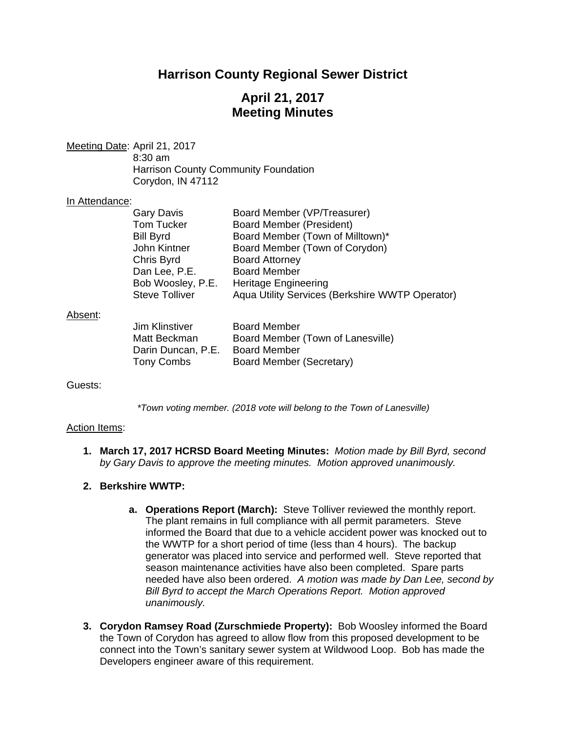# Harrison County Regional Sewer District

## April 21, 2017
## Meeting Minutes

Meeting Date: April 21, 2017
8:30 am
Harrison County Community Foundation
Corydon, IN 47112

In Attendance:

| | |
|---|---|
| Gary Davis | Board Member (VP/Treasurer) |
| Tom Tucker | Board Member (President) |
| Bill Byrd | Board Member (Town of Milltown)* |
| John Kintner | Board Member (Town of Corydon) |
| Chris Byrd | Board Attorney |
| Dan Lee, P.E. | Board Member |
| Bob Woosley, P.E. | Heritage Engineering |
| Steve Tolliver | Aqua Utility Services (Berkshire WWTP Operator) |

Absent:

| | |
|---|---|
| Jim Klinstiver | Board Member |
| Matt Beckman | Board Member (Town of Lanesville) |
| Darin Duncan, P.E. | Board Member |
| Tony Combs | Board Member (Secretary) |

Guests:

*\*Town voting member. (2018 vote will belong to the Town of Lanesville)*

Action Items:

1. **March 17, 2017 HCRSD Board Meeting Minutes:** *Motion made by Bill Byrd, second by Gary Davis to approve the meeting minutes. Motion approved unanimously.*

2. **Berkshire WWTP:**

   a. **Operations Report (March):** Steve Tolliver reviewed the monthly report. The plant remains in full compliance with all permit parameters. Steve informed the Board that due to a vehicle accident power was knocked out to the WWTP for a short period of time (less than 4 hours). The backup generator was placed into service and performed well. Steve reported that season maintenance activities have also been completed. Spare parts needed have also been ordered. *A motion was made by Dan Lee, second by Bill Byrd to accept the March Operations Report. Motion approved unanimously.*

3. **Corydon Ramsey Road (Zurschmiede Property):** Bob Woosley informed the Board the Town of Corydon has agreed to allow flow from this proposed development to be connect into the Town's sanitary sewer system at Wildwood Loop. Bob has made the Developers engineer aware of this requirement.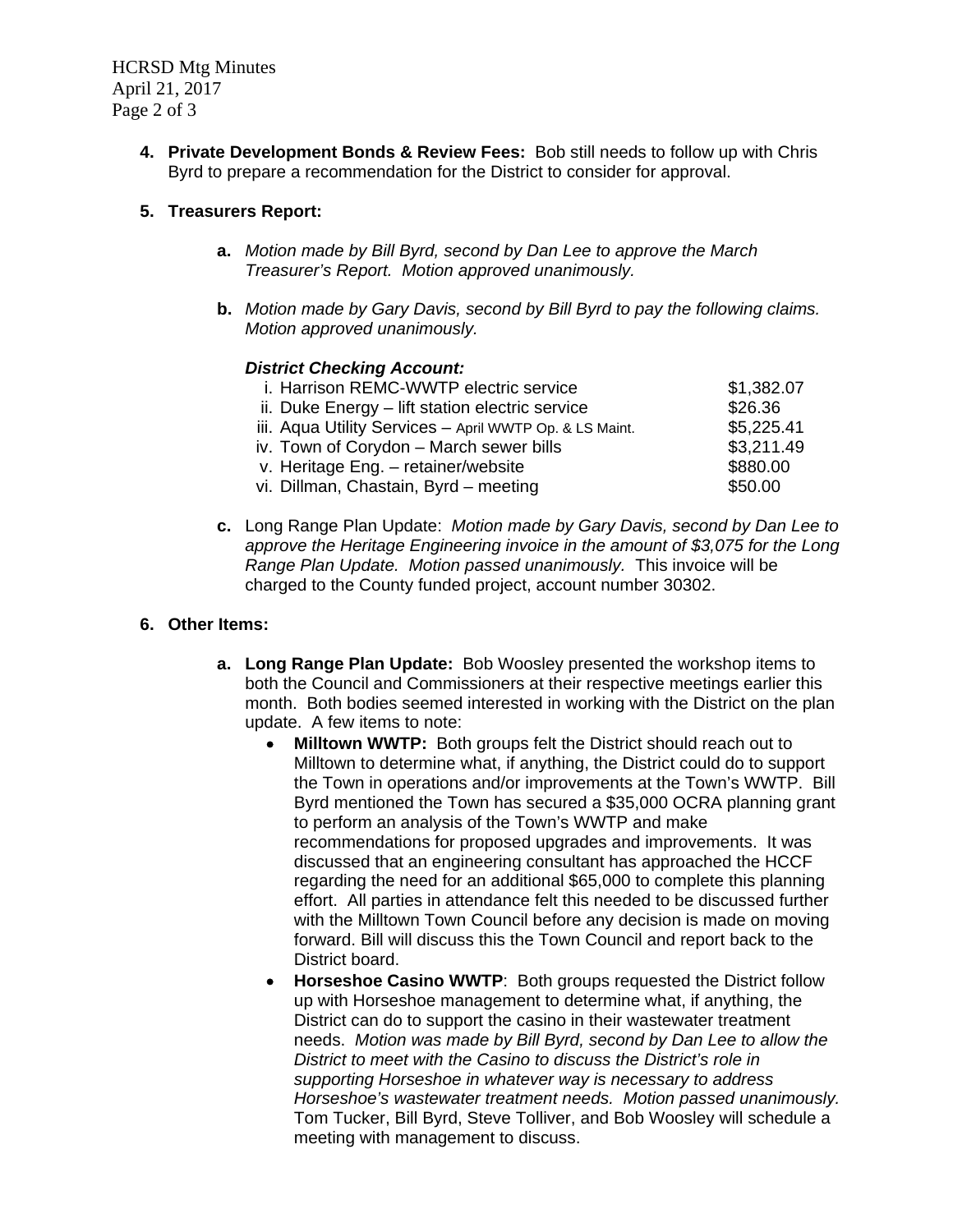4. **Private Development Bonds & Review Fees:** Bob still needs to follow up with Chris Byrd to prepare a recommendation for the District to consider for approval.

5. **Treasurers Report:**

   a. *Motion made by Bill Byrd, second by Dan Lee to approve the March Treasurer's Report. Motion approved unanimously.*

   b. *Motion made by Gary Davis, second by Bill Byrd to pay the following claims. Motion approved unanimously.*

   ***District Checking Account:***

   | | |
   |---|---|
   | i. Harrison REMC-WWTP electric service | $1,382.07 |
   | ii. Duke Energy – lift station electric service | $26.36 |
   | iii. Aqua Utility Services – April WWTP Op. & LS Maint. | $5,225.41 |
   | iv. Town of Corydon – March sewer bills | $3,211.49 |
   | v. Heritage Eng. – retainer/website | $880.00 |
   | vi. Dillman, Chastain, Byrd – meeting | $50.00 |

   c. Long Range Plan Update: *Motion made by Gary Davis, second by Dan Lee to approve the Heritage Engineering invoice in the amount of $3,075 for the Long Range Plan Update. Motion passed unanimously.* This invoice will be charged to the County funded project, account number 30302.

6. **Other Items:**

   a. **Long Range Plan Update:** Bob Woosley presented the workshop items to both the Council and Commissioners at their respective meetings earlier this month. Both bodies seemed interested in working with the District on the plan update. A few items to note:

   - **Milltown WWTP:** Both groups felt the District should reach out to Milltown to determine what, if anything, the District could do to support the Town in operations and/or improvements at the Town's WWTP. Bill Byrd mentioned the Town has secured a $35,000 OCRA planning grant to perform an analysis of the Town's WWTP and make recommendations for proposed upgrades and improvements. It was discussed that an engineering consultant has approached the HCCF regarding the need for an additional $65,000 to complete this planning effort. All parties in attendance felt this needed to be discussed further with the Milltown Town Council before any decision is made on moving forward. Bill will discuss this the Town Council and report back to the District board.
   - **Horseshoe Casino WWTP**: Both groups requested the District follow up with Horseshoe management to determine what, if anything, the District can do to support the casino in their wastewater treatment needs. *Motion was made by Bill Byrd, second by Dan Lee to allow the District to meet with the Casino to discuss the District's role in supporting Horseshoe in whatever way is necessary to address Horseshoe's wastewater treatment needs. Motion passed unanimously.* Tom Tucker, Bill Byrd, Steve Tolliver, and Bob Woosley will schedule a meeting with management to discuss.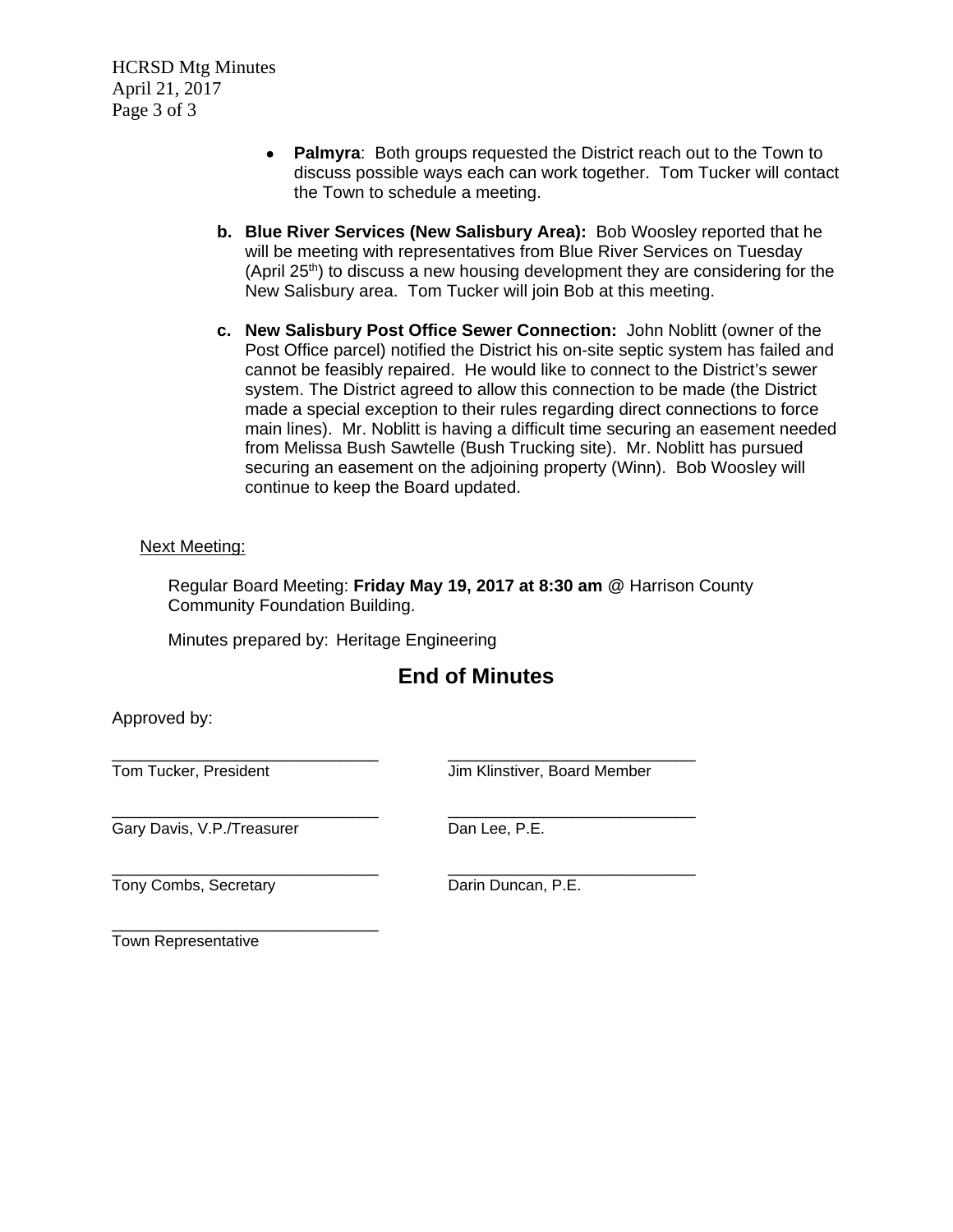- **Palmyra**: Both groups requested the District reach out to the Town to discuss possible ways each can work together. Tom Tucker will contact the Town to schedule a meeting.

**b. Blue River Services (New Salisbury Area):** Bob Woosley reported that he will be meeting with representatives from Blue River Services on Tuesday (April 25th) to discuss a new housing development they are considering for the New Salisbury area. Tom Tucker will join Bob at this meeting.

**c. New Salisbury Post Office Sewer Connection:** John Noblitt (owner of the Post Office parcel) notified the District his on-site septic system has failed and cannot be feasibly repaired. He would like to connect to the District's sewer system. The District agreed to allow this connection to be made (the District made a special exception to their rules regarding direct connections to force main lines). Mr. Noblitt is having a difficult time securing an easement needed from Melissa Bush Sawtelle (Bush Trucking site). Mr. Noblitt has pursued securing an easement on the adjoining property (Winn). Bob Woosley will continue to keep the Board updated.

Next Meeting:

Regular Board Meeting: **Friday May 19, 2017 at 8:30 am** @ Harrison County Community Foundation Building.

Minutes prepared by: Heritage Engineering

## End of Minutes

Approved by:

| | |
|---|---|
| ____________________________ | ____________________________ |
| Tom Tucker, President | Jim Klinstiver, Board Member |
| ____________________________ | ____________________________ |
| Gary Davis, V.P./Treasurer | Dan Lee, P.E. |
| ____________________________ | ____________________________ |
| Tony Combs, Secretary | Darin Duncan, P.E. |
| ____________________________ | |
| Town Representative | |